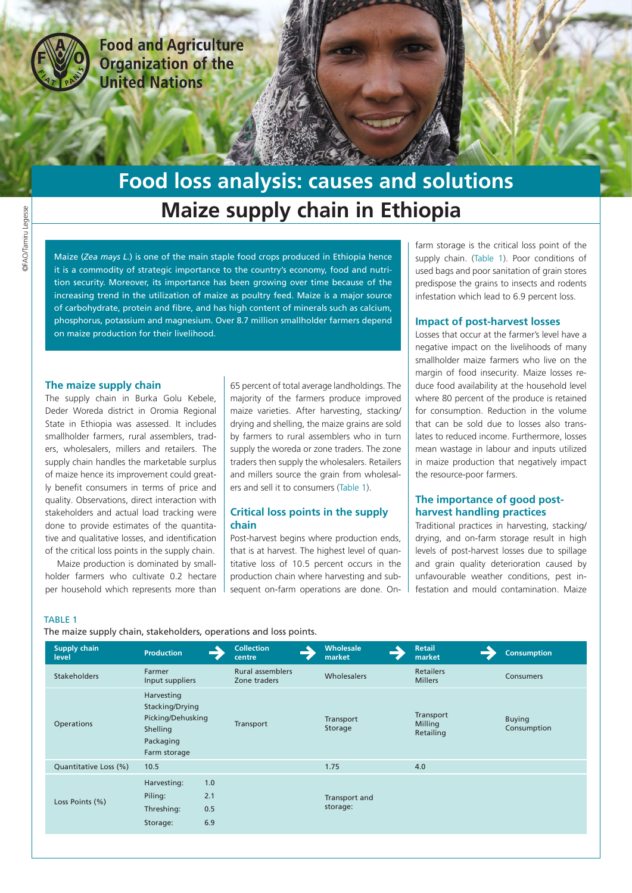Food and Agriculture Organization of the United Nations

# Food loss analysis: causes and solutions

## Maize supply chain in Ethiopia

Maize (*Zea mays L.*) is one of the main staple food crops produced in Ethiopia hence it is a commodity of strategic importance to the country's economy, food and nutrition security. Moreover, its importance has been growing over time because of the increasing trend in the utilization of maize as poultry feed. Maize is a major source of carbohydrate, protein and fibre, and has high content of minerals such as calcium, phosphorus, potassium and magnesium. Over 8.7 million smallholder farmers depend on maize production for their livelihood.

### The maize supply chain

The supply chain in Burka Golu Kebele, Deder Woreda district in Oromia Regional State in Ethiopia was assessed. It includes smallholder farmers, rural assemblers, traders, wholesalers, millers and retailers. The supply chain handles the marketable surplus of maize hence its improvement could greatly benefit consumers in terms of price and quality. Observations, direct interaction with stakeholders and actual load tracking were done to provide estimates of the quantitative and qualitative losses, and identification of the critical loss points in the supply chain.

Maize production is dominated by smallholder farmers who cultivate 0.2 hectare per household which represents more than 65 percent of total average landholdings. The majority of the farmers produce improved maize varieties. After harvesting, stacking/drying and shelling, the maize grains are sold by farmers to rural assemblers who in turn supply the woreda or zone traders. The zone traders then supply the wholesalers. Retailers and millers source the grain from wholesalers and sell it to consumers (Table 1).

### Critical loss points in the supply chain

Post-harvest begins where production ends, that is at harvest. The highest level of quantitative loss of 10.5 percent occurs in the production chain where harvesting and subsequent on-farm operations are done. On-farm storage is the critical loss point of the supply chain. (Table 1). Poor conditions of used bags and poor sanitation of grain stores predispose the grains to insects and rodents infestation which lead to 6.9 percent loss.

### Impact of post-harvest losses

Losses that occur at the farmer's level have a negative impact on the livelihoods of many smallholder maize farmers who live on the margin of food insecurity. Maize losses reduce food availability at the household level where 80 percent of the produce is retained for consumption. Reduction in the volume that can be sold due to losses also translates to reduced income. Furthermore, losses mean wastage in labour and inputs utilized in maize production that negatively impact the resource-poor farmers.

### The importance of good post-harvest handling practices

Traditional practices in harvesting, stacking/drying, and on-farm storage result in high levels of post-harvest losses due to spillage and grain quality deterioration caused by unfavourable weather conditions, pest infestation and mould contamination. Maize

TABLE 1

The maize supply chain, stakeholders, operations and loss points.

| Supply chain level | Production | Collection centre | Wholesale market | Retail market | Consumption |
|---|---|---|---|---|---|
| Stakeholders | Farmer<br>Input suppliers | Rural assemblers<br>Zone traders | Wholesalers | Retailers<br>Millers | Consumers |
| Operations | Harvesting<br>Stacking/Drying<br>Picking/Dehusking<br>Shelling<br>Packaging<br>Farm storage | Transport | Transport<br>Storage | Transport<br>Milling<br>Retailing | Buying<br>Consumption |
| Quantitative Loss (%) | 10.5 | | 1.75 | 4.0 | |
| Loss Points (%) | Harvesting: 1.0<br>Piling: 2.1<br>Threshing: 0.5<br>Storage: 6.9 | | Transport and storage: | | |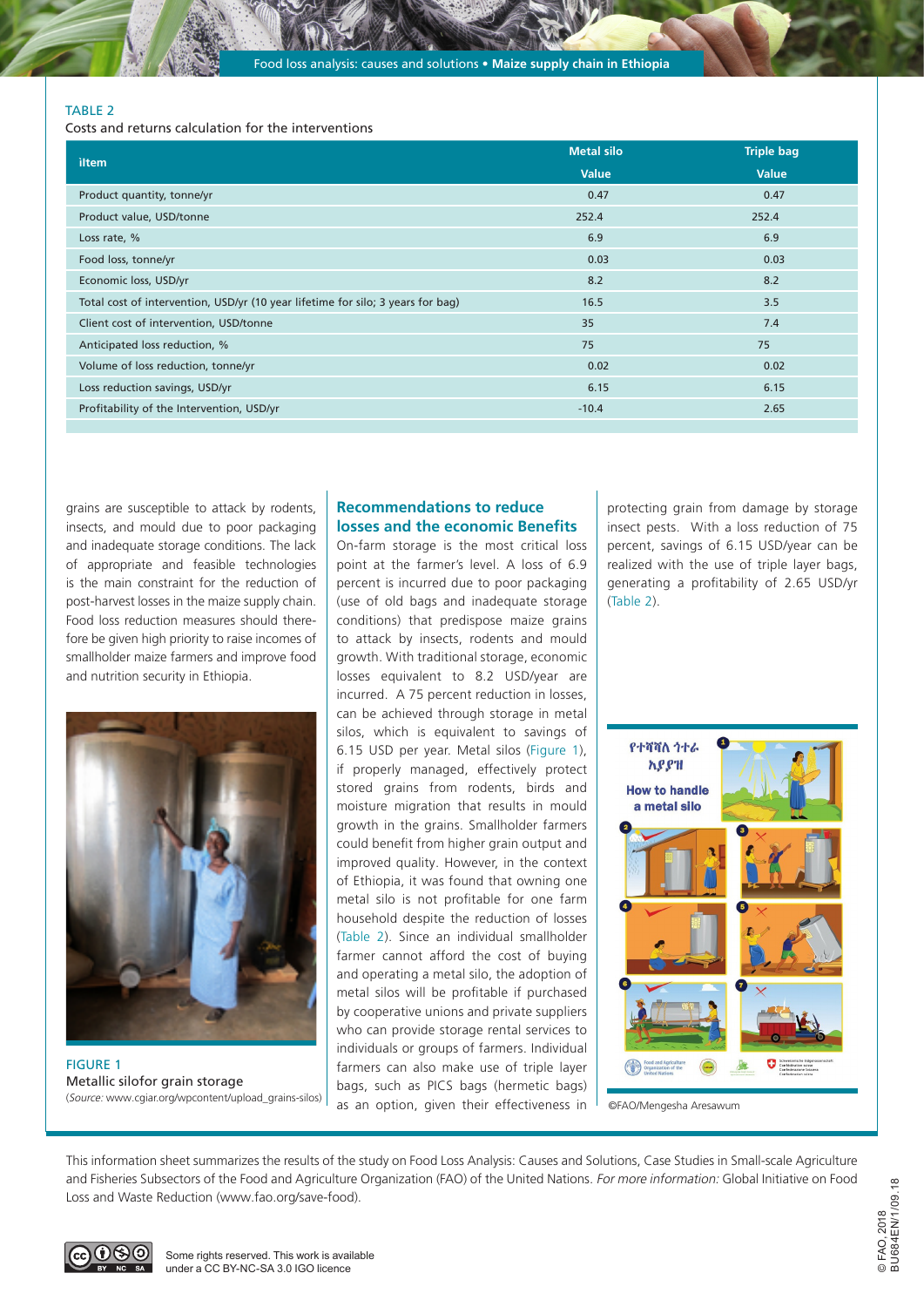TABLE 2

Costs and returns calculation for the interventions

| iItem | Metal silo | Triple bag |
|---|---|---|
| | Value | Value |
| Product quantity, tonne/yr | 0.47 | 0.47 |
| Product value, USD/tonne | 252.4 | 252.4 |
| Loss rate, % | 6.9 | 6.9 |
| Food loss, tonne/yr | 0.03 | 0.03 |
| Economic loss, USD/yr | 8.2 | 8.2 |
| Total cost of intervention, USD/yr (10 year lifetime for silo; 3 years for bag) | 16.5 | 3.5 |
| Client cost of intervention, USD/tonne | 35 | 7.4 |
| Anticipated loss reduction, % | 75 | 75 |
| Volume of loss reduction, tonne/yr | 0.02 | 0.02 |
| Loss reduction savings, USD/yr | 6.15 | 6.15 |
| Profitability of the Intervention, USD/yr | -10.4 | 2.65 |

grains are susceptible to attack by rodents, insects, and mould due to poor packaging and inadequate storage conditions. The lack of appropriate and feasible technologies is the main constraint for the reduction of post-harvest losses in the maize supply chain. Food loss reduction measures should therefore be given high priority to raise incomes of smallholder maize farmers and improve food and nutrition security in Ethiopia.

FIGURE 1

Metallic silofor grain storage

(*Source:* www.cgiar.org/wpcontent/upload_grains-silos)

## Recommendations to reduce losses and the economic Benefits

On-farm storage is the most critical loss point at the farmer's level. A loss of 6.9 percent is incurred due to poor packaging (use of old bags and inadequate storage conditions) that predispose maize grains to attack by insects, rodents and mould growth. With traditional storage, economic losses equivalent to 8.2 USD/year are incurred. A 75 percent reduction in losses, can be achieved through storage in metal silos, which is equivalent to savings of 6.15 USD per year. Metal silos (Figure 1), if properly managed, effectively protect stored grains from rodents, birds and moisture migration that results in mould growth in the grains. Smallholder farmers could benefit from higher grain output and improved quality. However, in the context of Ethiopia, it was found that owning one metal silo is not profitable for one farm household despite the reduction of losses (Table 2). Since an individual smallholder farmer cannot afford the cost of buying and operating a metal silo, the adoption of metal silos will be profitable if purchased by cooperative unions and private suppliers who can provide storage rental services to individuals or groups of farmers. Individual farmers can also make use of triple layer bags, such as PICS bags (hermetic bags) as an option, given their effectiveness in protecting grain from damage by storage insect pests. With a loss reduction of 75 percent, savings of 6.15 USD/year can be realized with the use of triple layer bags, generating a profitability of 2.65 USD/yr (Table 2).

©FAO/Mengesha Aresawum

This information sheet summarizes the results of the study on Food Loss Analysis: Causes and Solutions, Case Studies in Small-scale Agriculture and Fisheries Subsectors of the Food and Agriculture Organization (FAO) of the United Nations. *For more information:* Global Initiative on Food Loss and Waste Reduction (www.fao.org/save-food).

Some rights reserved. This work is available under a CC BY-NC-SA 3.0 IGO licence

© FAO, 2018
BU684EN/1/09.18